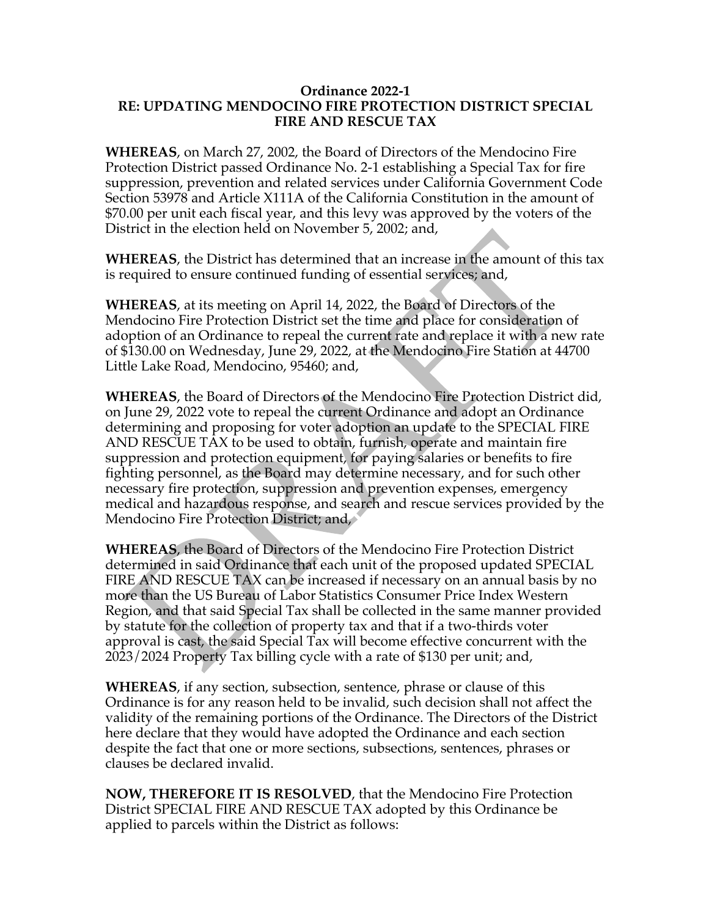**Ordinance 2022-1**
**RE: UPDATING MENDOCINO FIRE PROTECTION DISTRICT SPECIAL FIRE AND RESCUE TAX**

**WHEREAS**, on March 27, 2002, the Board of Directors of the Mendocino Fire Protection District passed Ordinance No. 2-1 establishing a Special Tax for fire suppression, prevention and related services under California Government Code Section 53978 and Article X111A of the California Constitution in the amount of $70.00 per unit each fiscal year, and this levy was approved by the voters of the District in the election held on November 5, 2002; and,

**WHEREAS**, the District has determined that an increase in the amount of this tax is required to ensure continued funding of essential services; and,

**WHEREAS**, at its meeting on April 14, 2022, the Board of Directors of the Mendocino Fire Protection District set the time and place for consideration of adoption of an Ordinance to repeal the current rate and replace it with a new rate of $130.00 on Wednesday, June 29, 2022, at the Mendocino Fire Station at 44700 Little Lake Road, Mendocino, 95460; and,

**WHEREAS**, the Board of Directors of the Mendocino Fire Protection District did, on June 29, 2022 vote to repeal the current Ordinance and adopt an Ordinance determining and proposing for voter adoption an update to the SPECIAL FIRE AND RESCUE TAX to be used to obtain, furnish, operate and maintain fire suppression and protection equipment, for paying salaries or benefits to fire fighting personnel, as the Board may determine necessary, and for such other necessary fire protection, suppression and prevention expenses, emergency medical and hazardous response, and search and rescue services provided by the Mendocino Fire Protection District; and,

**WHEREAS**, the Board of Directors of the Mendocino Fire Protection District determined in said Ordinance that each unit of the proposed updated SPECIAL FIRE AND RESCUE TAX can be increased if necessary on an annual basis by no more than the US Bureau of Labor Statistics Consumer Price Index Western Region, and that said Special Tax shall be collected in the same manner provided by statute for the collection of property tax and that if a two-thirds voter approval is cast, the said Special Tax will become effective concurrent with the 2023/2024 Property Tax billing cycle with a rate of $130 per unit; and,

**WHEREAS**, if any section, subsection, sentence, phrase or clause of this Ordinance is for any reason held to be invalid, such decision shall not affect the validity of the remaining portions of the Ordinance. The Directors of the District here declare that they would have adopted the Ordinance and each section despite the fact that one or more sections, subsections, sentences, phrases or clauses be declared invalid.

**NOW, THEREFORE IT IS RESOLVED**, that the Mendocino Fire Protection District SPECIAL FIRE AND RESCUE TAX adopted by this Ordinance be applied to parcels within the District as follows: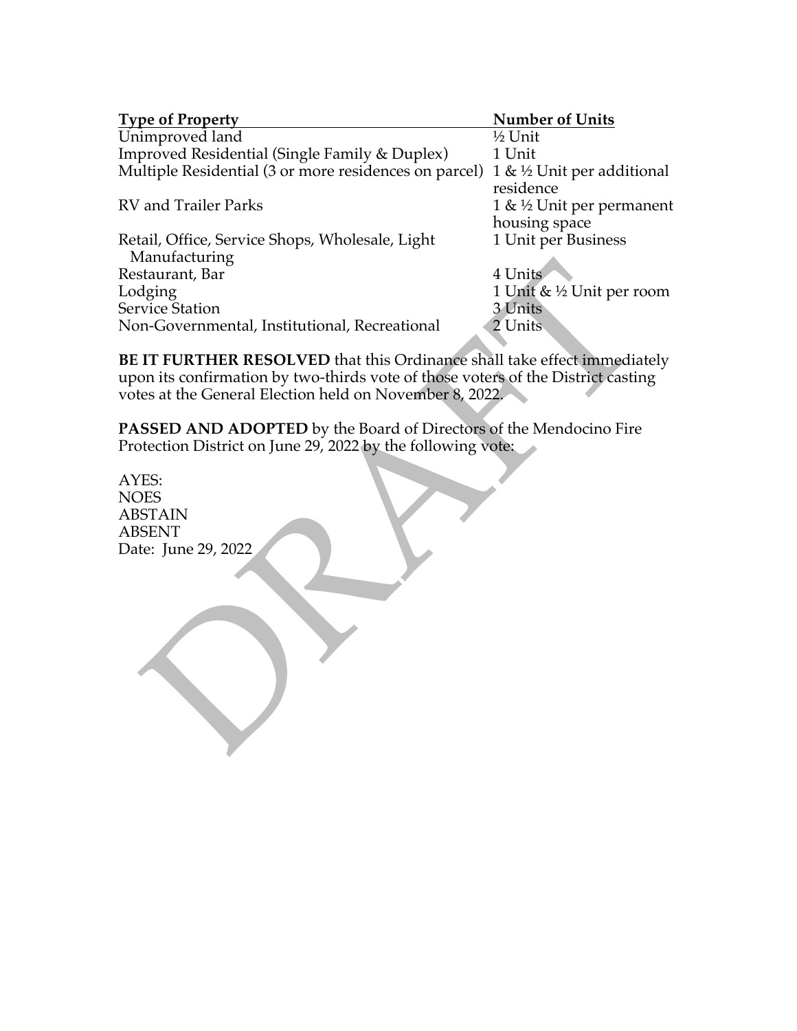| Type of Property | Number of Units |
| --- | --- |
| Unimproved land | ½ Unit |
| Improved Residential (Single Family & Duplex) | 1 Unit |
| Multiple Residential (3 or more residences on parcel) | 1 & ½ Unit per additional residence |
| RV and Trailer Parks | 1 & ½ Unit per permanent housing space |
| Retail, Office, Service Shops, Wholesale, Light Manufacturing | 1 Unit per Business |
| Restaurant, Bar | 4 Units |
| Lodging | 1 Unit & ½ Unit per room |
| Service Station | 3 Units |
| Non-Governmental, Institutional, Recreational | 2 Units |

**BE IT FURTHER RESOLVED** that this Ordinance shall take effect immediately upon its confirmation by two-thirds vote of those voters of the District casting votes at the General Election held on November 8, 2022.

**PASSED AND ADOPTED** by the Board of Directors of the Mendocino Fire Protection District on June 29, 2022 by the following vote:

AYES:
NOES
ABSTAIN
ABSENT
Date: June 29, 2022

DRAFT